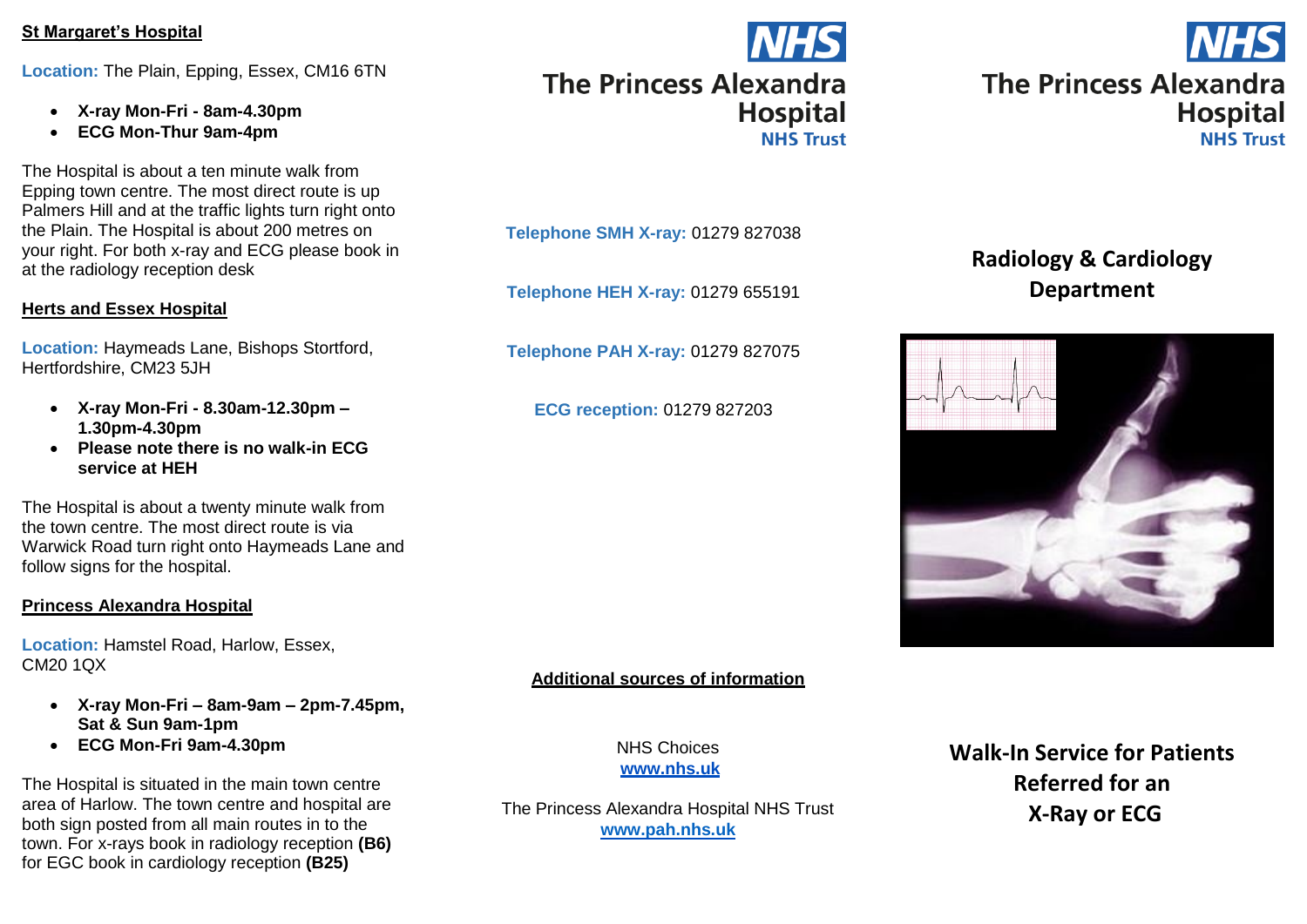## St Margaret's Hospital

**Location:** The Plain, Epping, Essex, CM16 6TN

- **X-ray Mon-Fri - 8am-4.30pm**
- **ECG Mon-Thur 9am-4pm**

The Hospital is about a ten minute walk from Epping town centre. The most direct route is up Palmers Hill and at the traffic lights turn right onto the Plain. The Hospital is about 200 metres on your right. For both x-ray and ECG please book in at the radiology reception desk

## Herts and Essex Hospital

**Location:** Haymeads Lane, Bishops Stortford, Hertfordshire, CM23 5JH

- **X-ray Mon-Fri - 8.30am-12.30pm – 1.30pm-4.30pm**
- **Please note there is no walk-in ECG service at HEH**

The Hospital is about a twenty minute walk from the town centre. The most direct route is via Warwick Road turn right onto Haymeads Lane and follow signs for the hospital.

## Princess Alexandra Hospital

**Location:** Hamstel Road, Harlow, Essex, CM20 1QX

- **X-ray Mon-Fri – 8am-9am – 2pm-7.45pm, Sat & Sun 9am-1pm**
- **ECG Mon-Fri 9am-4.30pm**

The Hospital is situated in the main town centre area of Harlow. The town centre and hospital are both sign posted from all main routes in to the town. For x-rays book in radiology reception **(B6)** for EGC book in cardiology reception **(B25)**

NHS The Princess Alexandra Hospital NHS Trust

**Telephone SMH X-ray:** 01279 827038

**Telephone HEH X-ray:** 01279 655191

**Telephone PAH X-ray:** 01279 827075

**ECG reception:** 01279 827203

## Additional sources of information

NHS Choices
www.nhs.uk

The Princess Alexandra Hospital NHS Trust
www.pah.nhs.uk

NHS The Princess Alexandra Hospital NHS Trust

# Radiology & Cardiology Department

# Walk-In Service for Patients Referred for an X-Ray or ECG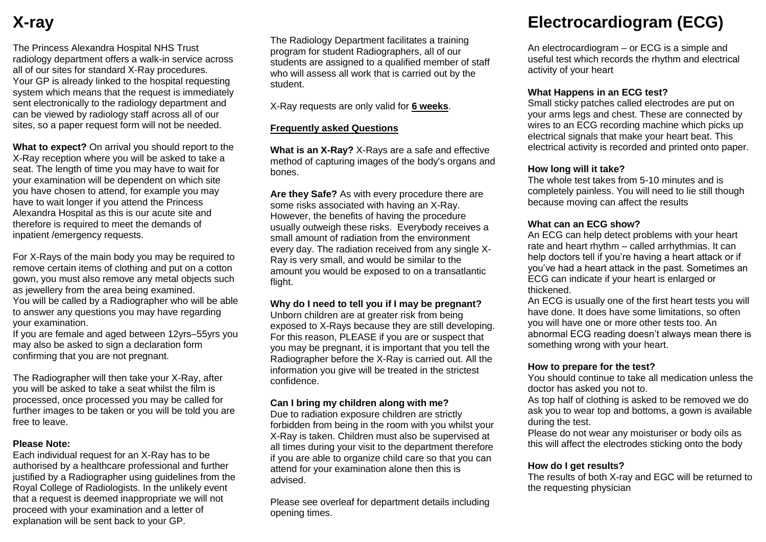# X-ray

The Princess Alexandra Hospital NHS Trust radiology department offers a walk-in service across all of our sites for standard X-Ray procedures. Your GP is already linked to the hospital requesting system which means that the request is immediately sent electronically to the radiology department and can be viewed by radiology staff across all of our sites, so a paper request form will not be needed.

**What to expect?** On arrival you should report to the X-Ray reception where you will be asked to take a seat. The length of time you may have to wait for your examination will be dependent on which site you have chosen to attend, for example you may have to wait longer if you attend the Princess Alexandra Hospital as this is our acute site and therefore is required to meet the demands of inpatient /emergency requests.

For X-Rays of the main body you may be required to remove certain items of clothing and put on a cotton gown, you must also remove any metal objects such as jewellery from the area being examined.
You will be called by a Radiographer who will be able to answer any questions you may have regarding your examination.
If you are female and aged between 12yrs–55yrs you may also be asked to sign a declaration form confirming that you are not pregnant.

The Radiographer will then take your X-Ray, after you will be asked to take a seat whilst the film is processed, once processed you may be called for further images to be taken or you will be told you are free to leave.

**Please Note:**
Each individual request for an X-Ray has to be authorised by a healthcare professional and further justified by a Radiographer using guidelines from the Royal College of Radiologists. In the unlikely event that a request is deemed inappropriate we will not proceed with your examination and a letter of explanation will be sent back to your GP.

The Radiology Department facilitates a training program for student Radiographers, all of our students are assigned to a qualified member of staff who will assess all work that is carried out by the student.

X-Ray requests are only valid for **6 weeks**.

**Frequently asked Questions**

**What is an X-Ray?** X-Rays are a safe and effective method of capturing images of the body's organs and bones.

**Are they Safe?** As with every procedure there are some risks associated with having an X-Ray. However, the benefits of having the procedure usually outweigh these risks. Everybody receives a small amount of radiation from the environment every day. The radiation received from any single X-Ray is very small, and would be similar to the amount you would be exposed to on a transatlantic flight.

**Why do I need to tell you if I may be pregnant?**
Unborn children are at greater risk from being exposed to X-Rays because they are still developing. For this reason, PLEASE if you are or suspect that you may be pregnant, it is important that you tell the Radiographer before the X-Ray is carried out. All the information you give will be treated in the strictest confidence.

**Can I bring my children along with me?**
Due to radiation exposure children are strictly forbidden from being in the room with you whilst your X-Ray is taken. Children must also be supervised at all times during your visit to the department therefore if you are able to organize child care so that you can attend for your examination alone then this is advised.

Please see overleaf for department details including opening times.

# Electrocardiogram (ECG)

An electrocardiogram – or ECG is a simple and useful test which records the rhythm and electrical activity of your heart

**What Happens in an ECG test?**
Small sticky patches called electrodes are put on your arms legs and chest. These are connected by wires to an ECG recording machine which picks up electrical signals that make your heart beat. This electrical activity is recorded and printed onto paper.

**How long will it take?**
The whole test takes from 5-10 minutes and is completely painless. You will need to lie still though because moving can affect the results

**What can an ECG show?**
An ECG can help detect problems with your heart rate and heart rhythm – called arrhythmias. It can help doctors tell if you're having a heart attack or if you've had a heart attack in the past. Sometimes an ECG can indicate if your heart is enlarged or thickened.
An ECG is usually one of the first heart tests you will have done. It does have some limitations, so often you will have one or more other tests too. An abnormal ECG reading doesn't always mean there is something wrong with your heart.

**How to prepare for the test?**
You should continue to take all medication unless the doctor has asked you not to.
As top half of clothing is asked to be removed we do ask you to wear top and bottoms, a gown is available during the test.
Please do not wear any moisturiser or body oils as this will affect the electrodes sticking onto the body

**How do I get results?**
The results of both X-ray and EGC will be returned to the requesting physician